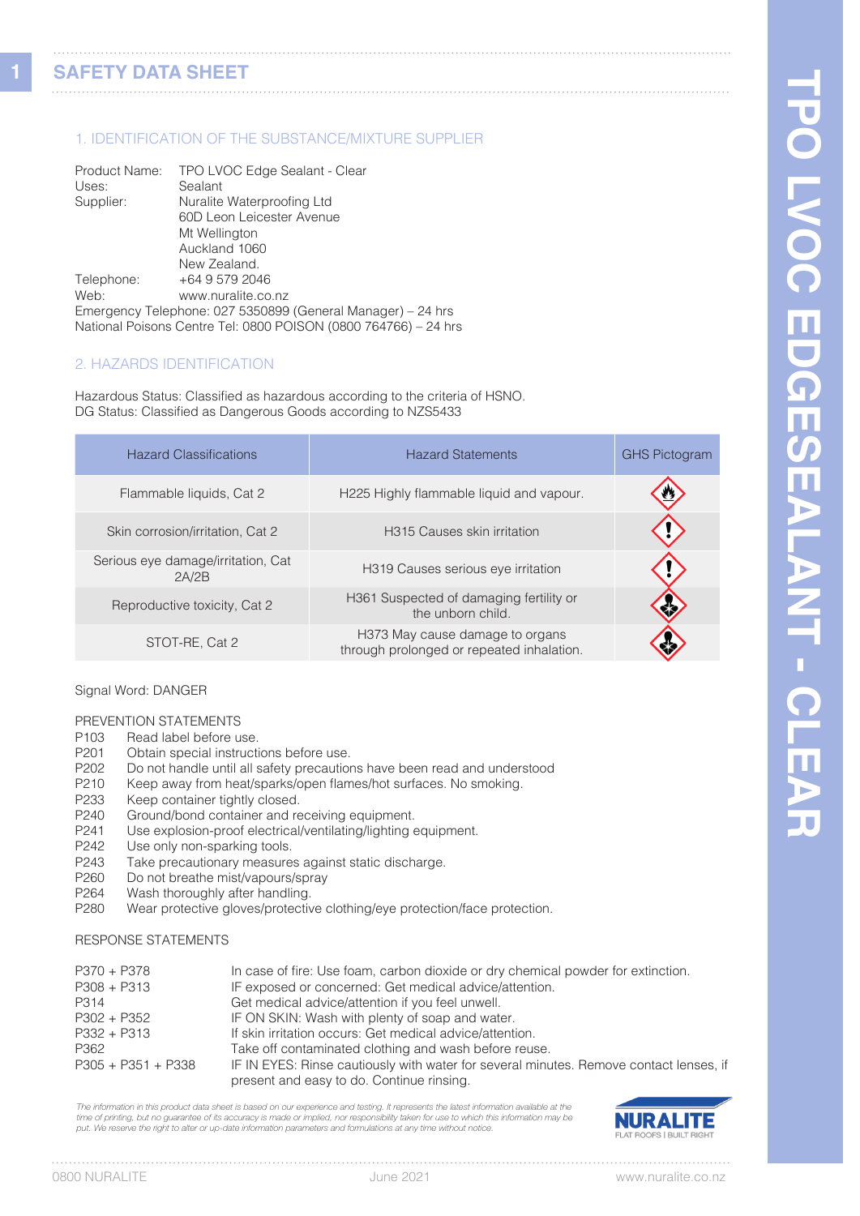# SAFETY DATA SHEET

## 1. IDENTIFICATION OF THE SUBSTANCE/MIXTURE SUPPLIER

Product Name: TPO LVOC Edge Sealant - Clear
Uses: Sealant
Supplier: Nuralite Waterproofing Ltd
60D Leon Leicester Avenue
Mt Wellington
Auckland 1060
New Zealand.
Telephone: +64 9 579 2046
Web: www.nuralite.co.nz
Emergency Telephone: 027 5350899 (General Manager) – 24 hrs
National Poisons Centre Tel: 0800 POISON (0800 764766) – 24 hrs

## 2. HAZARDS IDENTIFICATION

Hazardous Status: Classified as hazardous according to the criteria of HSNO.
DG Status: Classified as Dangerous Goods according to NZS5433

| Hazard Classifications | Hazard Statements | GHS Pictogram |
|---|---|---|
| Flammable liquids, Cat 2 | H225 Highly flammable liquid and vapour. | |
| Skin corrosion/irritation, Cat 2 | H315 Causes skin irritation | |
| Serious eye damage/irritation, Cat 2A/2B | H319 Causes serious eye irritation | |
| Reproductive toxicity, Cat 2 | H361 Suspected of damaging fertility or the unborn child. | |
| STOT-RE, Cat 2 | H373 May cause damage to organs through prolonged or repeated inhalation. | |

Signal Word: DANGER

PREVENTION STATEMENTS

- P103 Read label before use.
- P201 Obtain special instructions before use.
- P202 Do not handle until all safety precautions have been read and understood
- P210 Keep away from heat/sparks/open flames/hot surfaces. No smoking.
- P233 Keep container tightly closed.
- P240 Ground/bond container and receiving equipment.
- P241 Use explosion-proof electrical/ventilating/lighting equipment.
- P242 Use only non-sparking tools.
- P243 Take precautionary measures against static discharge.
- P260 Do not breathe mist/vapours/spray
- P264 Wash thoroughly after handling.
- P280 Wear protective gloves/protective clothing/eye protection/face protection.

RESPONSE STATEMENTS

- P370 + P378 In case of fire: Use foam, carbon dioxide or dry chemical powder for extinction.
- P308 + P313 IF exposed or concerned: Get medical advice/attention.
- P314 Get medical advice/attention if you feel unwell.
- P302 + P352 IF ON SKIN: Wash with plenty of soap and water.
- P332 + P313 If skin irritation occurs: Get medical advice/attention.
- P362 Take off contaminated clothing and wash before reuse.
- P305 + P351 + P338 IF IN EYES: Rinse cautiously with water for several minutes. Remove contact lenses, if present and easy to do. Continue rinsing.

*The information in this product data sheet is based on our experience and testing. It represents the latest information available at the time of printing, but no guarantee of its accuracy is made or implied, nor responsibility taken for use to which this information may be put. We reserve the right to alter or up-date information parameters and formulations at any time without notice.*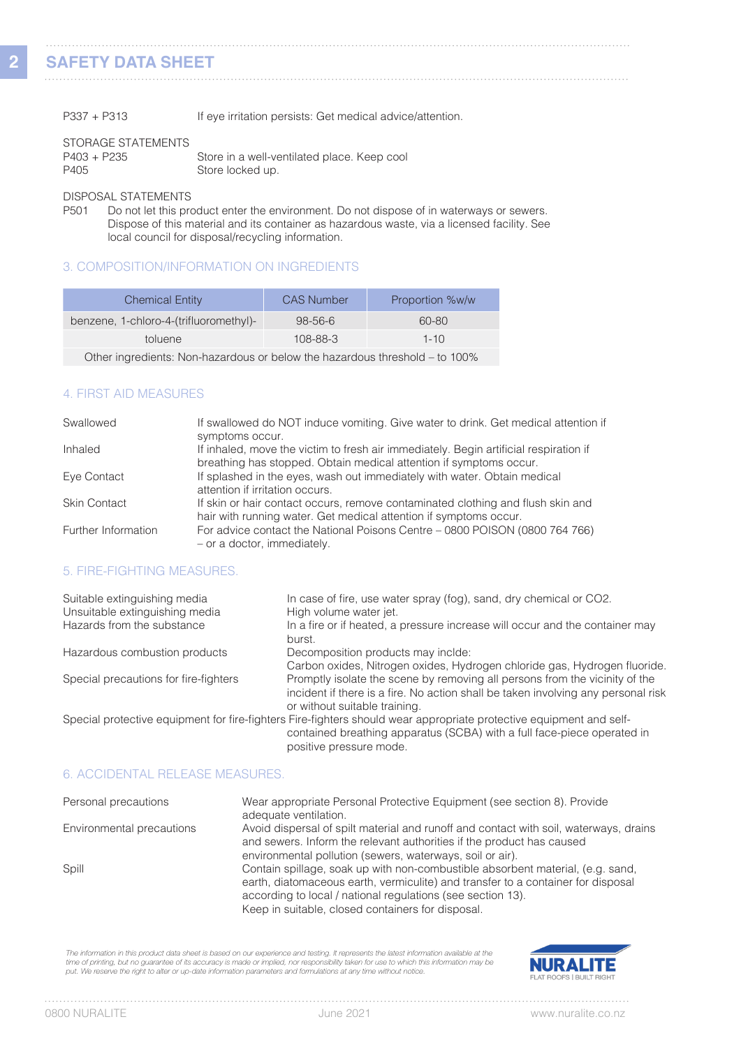P337 + P313 If eye irritation persists: Get medical advice/attention.

STORAGE STATEMENTS

P403 + P235 Store in a well-ventilated place. Keep cool

P405 Store locked up.

DISPOSAL STATEMENTS

P501 Do not let this product enter the environment. Do not dispose of in waterways or sewers. Dispose of this material and its container as hazardous waste, via a licensed facility. See local council for disposal/recycling information.

## 3. COMPOSITION/INFORMATION ON INGREDIENTS

| Chemical Entity | CAS Number | Proportion %w/w |
| --- | --- | --- |
| benzene, 1-chloro-4-(trifluoromethyl)- | 98-56-6 | 60-80 |
| toluene | 108-88-3 | 1-10 |
| Other ingredients: Non-hazardous or below the hazardous threshold – to 100% | | |

## 4. FIRST AID MEASURES

| | |
| --- | --- |
| Swallowed | If swallowed do NOT induce vomiting. Give water to drink. Get medical attention if symptoms occur. |
| Inhaled | If inhaled, move the victim to fresh air immediately. Begin artificial respiration if breathing has stopped. Obtain medical attention if symptoms occur. |
| Eye Contact | If splashed in the eyes, wash out immediately with water. Obtain medical attention if irritation occurs. |
| Skin Contact | If skin or hair contact occurs, remove contaminated clothing and flush skin and hair with running water. Get medical attention if symptoms occur. |
| Further Information | For advice contact the National Poisons Centre – 0800 POISON (0800 764 766) – or a doctor, immediately. |

## 5. FIRE-FIGHTING MEASURES.

| | |
| --- | --- |
| Suitable extinguishing media | In case of fire, use water spray (fog), sand, dry chemical or $CO_2$. |
| Unsuitable extinguishing media | High volume water jet. |
| Hazards from the substance | In a fire or if heated, a pressure increase will occur and the container may burst. |
| Hazardous combustion products | Decomposition products may inclde: Carbon oxides, Nitrogen oxides, Hydrogen chloride gas, Hydrogen fluoride. |
| Special precautions for fire-fighters | Promptly isolate the scene by removing all persons from the vicinity of the incident if there is a fire. No action shall be taken involving any personal risk or without suitable training. |
| Special protective equipment for fire-fighters | Fire-fighters should wear appropriate protective equipment and self-contained breathing apparatus (SCBA) with a full face-piece operated in positive pressure mode. |

## 6. ACCIDENTAL RELEASE MEASURES.

| | |
| --- | --- |
| Personal precautions | Wear appropriate Personal Protective Equipment (see section 8). Provide adequate ventilation. |
| Environmental precautions | Avoid dispersal of spilt material and runoff and contact with soil, waterways, drains and sewers. Inform the relevant authorities if the product has caused environmental pollution (sewers, waterways, soil or air). |
| Spill | Contain spillage, soak up with non-combustible absorbent material, (e.g. sand, earth, diatomaceous earth, vermiculite) and transfer to a container for disposal according to local / national regulations (see section 13). Keep in suitable, closed containers for disposal. |

*The information in this product data sheet is based on our experience and testing. It represents the latest information available at the time of printing, but no guarantee of its accuracy is made or implied, nor responsibility taken for use to which this information may be put. We reserve the right to alter or up-date information parameters and formulations at any time without notice.*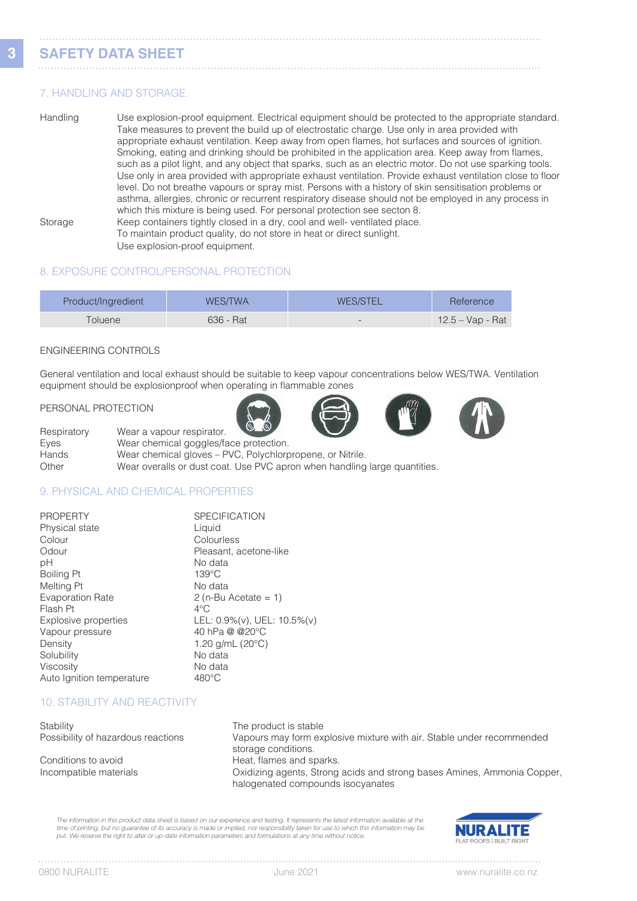# SAFETY DATA SHEET

## 7. HANDLING AND STORAGE.

| | |
|---|---|
| Handling | Use explosion-proof equipment. Electrical equipment should be protected to the appropriate standard. Take measures to prevent the build up of electrostatic charge. Use only in area provided with appropriate exhaust ventilation. Keep away from open flames, hot surfaces and sources of ignition. Smoking, eating and drinking should be prohibited in the application area. Keep away from flames, such as a pilot light, and any object that sparks, such as an electric motor. Do not use sparking tools. Use only in area provided with appropriate exhaust ventilation. Provide exhaust ventilation close to floor level. Do not breathe vapours or spray mist. Persons with a history of skin sensitisation problems or asthma, allergies, chronic or recurrent respiratory disease should not be employed in any process in which this mixture is being used. For personal protection see secton 8. |
| Storage | Keep containers tightly closed in a dry, cool and well- ventilated place. To maintain product quality, do not store in heat or direct sunlight. Use explosion-proof equipment. |

## 8. EXPOSURE CONTROL/PERSONAL PROTECTION

| Product/Ingredient | WES/TWA | WES/STEL | Reference |
|---|---|---|---|
| Toluene | 636 - Rat | - | 12.5 – Vap - Rat |

ENGINEERING CONTROLS

General ventilation and local exhaust should be suitable to keep vapour concentrations below WES/TWA. Ventilation equipment should be explosionproof when operating in flammable zones

PERSONAL PROTECTION

| | |
|---|---|
| Respiratory | Wear a vapour respirator. |
| Eyes | Wear chemical goggles/face protection. |
| Hands | Wear chemical gloves – PVC, Polychlorpropene, or Nitrile. |
| Other | Wear overalls or dust coat. Use PVC apron when handling large quantities. |

## 9. PHYSICAL AND CHEMICAL PROPERTIES

| PROPERTY | SPECIFICATION |
|---|---|
| Physical state | Liquid |
| Colour | Colourless |
| Odour | Pleasant, acetone-like |
| pH | No data |
| Boiling Pt | 139°C |
| Melting Pt | No data |
| Evaporation Rate | 2 (n-Bu Acetate = 1) |
| Flash Pt | 4°C |
| Explosive properties | LEL: 0.9%(v), UEL: 10.5%(v) |
| Vapour pressure | 40 hPa @ @20°C |
| Density | 1.20 g/mL (20°C) |
| Solubility | No data |
| Viscosity | No data |
| Auto Ignition temperature | 480°C |

## 10. STABILITY AND REACTIVITY

| | |
|---|---|
| Stability | The product is stable |
| Possibility of hazardous reactions | Vapours may form explosive mixture with air. Stable under recommended storage conditions. |
| Conditions to avoid | Heat, flames and sparks. |
| Incompatible materials | Oxidizing agents, Strong acids and strong bases Amines, Ammonia Copper, halogenated compounds isocyanates |

*The information in this product data sheet is based on our experience and testing. It represents the latest information available at the time of printing, but no guarantee of its accuracy is made or implied, nor responsibility taken for use to which this information may be put. We reserve the right to alter or up-date information parameters and formulations at any time without notice.*

NURALITE FLAT ROOFS | BUILT RIGHT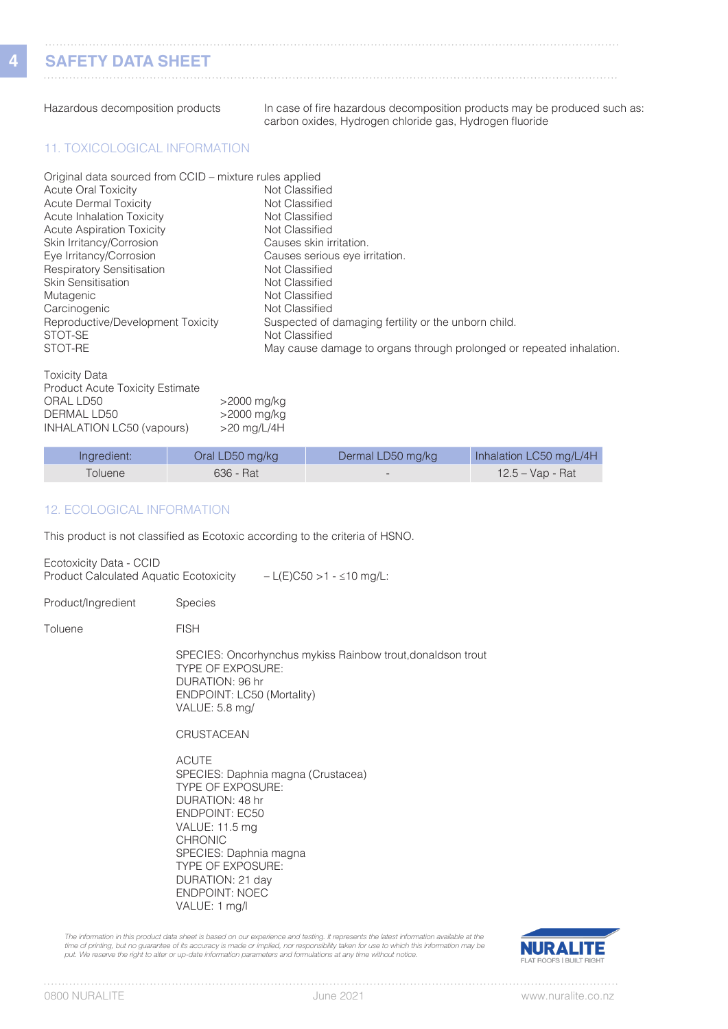Hazardous decomposition products — In case of fire hazardous decomposition products may be produced such as: carbon oxides, Hydrogen chloride gas, Hydrogen fluoride

## 11. TOXICOLOGICAL INFORMATION

Original data sourced from CCID – mixture rules applied

| | |
|---|---|
| Acute Oral Toxicity | Not Classified |
| Acute Dermal Toxicity | Not Classified |
| Acute Inhalation Toxicity | Not Classified |
| Acute Aspiration Toxicity | Not Classified |
| Skin Irritancy/Corrosion | Causes skin irritation. |
| Eye Irritancy/Corrosion | Causes serious eye irritation. |
| Respiratory Sensitisation | Not Classified |
| Skin Sensitisation | Not Classified |
| Mutagenic | Not Classified |
| Carcinogenic | Not Classified |
| Reproductive/Development Toxicity | Suspected of damaging fertility or the unborn child. |
| STOT-SE | Not Classified |
| STOT-RE | May cause damage to organs through prolonged or repeated inhalation. |

Toxicity Data
Product Acute Toxicity Estimate

| | |
|---|---|
| ORAL LD50 | >2000 mg/kg |
| DERMAL LD50 | >2000 mg/kg |
| INHALATION LC50 (vapours) | >20 mg/L/4H |

| Ingredient: | Oral LD50 mg/kg | Dermal LD50 mg/kg | Inhalation LC50 mg/L/4H |
|---|---|---|---|
| Toluene | 636 - Rat | - | 12.5 – Vap - Rat |

## 12. ECOLOGICAL INFORMATION

This product is not classified as Ecotoxic according to the criteria of HSNO.

Ecotoxicity Data - CCID
Product Calculated Aquatic Ecotoxicity – L(E)C50 >1 - ≤10 mg/L:

| Product/Ingredient | Species |
|---|---|
| Toluene | FISH |

SPECIES: Oncorhynchus mykiss Rainbow trout,donaldson trout
TYPE OF EXPOSURE:
DURATION: 96 hr
ENDPOINT: LC50 (Mortality)
VALUE: 5.8 mg/

CRUSTACEAN

ACUTE
SPECIES: Daphnia magna (Crustacea)
TYPE OF EXPOSURE:
DURATION: 48 hr
ENDPOINT: EC50
VALUE: 11.5 mg
CHRONIC
SPECIES: Daphnia magna
TYPE OF EXPOSURE:
DURATION: 21 day
ENDPOINT: NOEC
VALUE: 1 mg/l

*The information in this product data sheet is based on our experience and testing. It represents the latest information available at the time of printing, but no guarantee of its accuracy is made or implied, nor responsibility taken for use to which this information may be put. We reserve the right to alter or up-date information parameters and formulations at any time without notice.*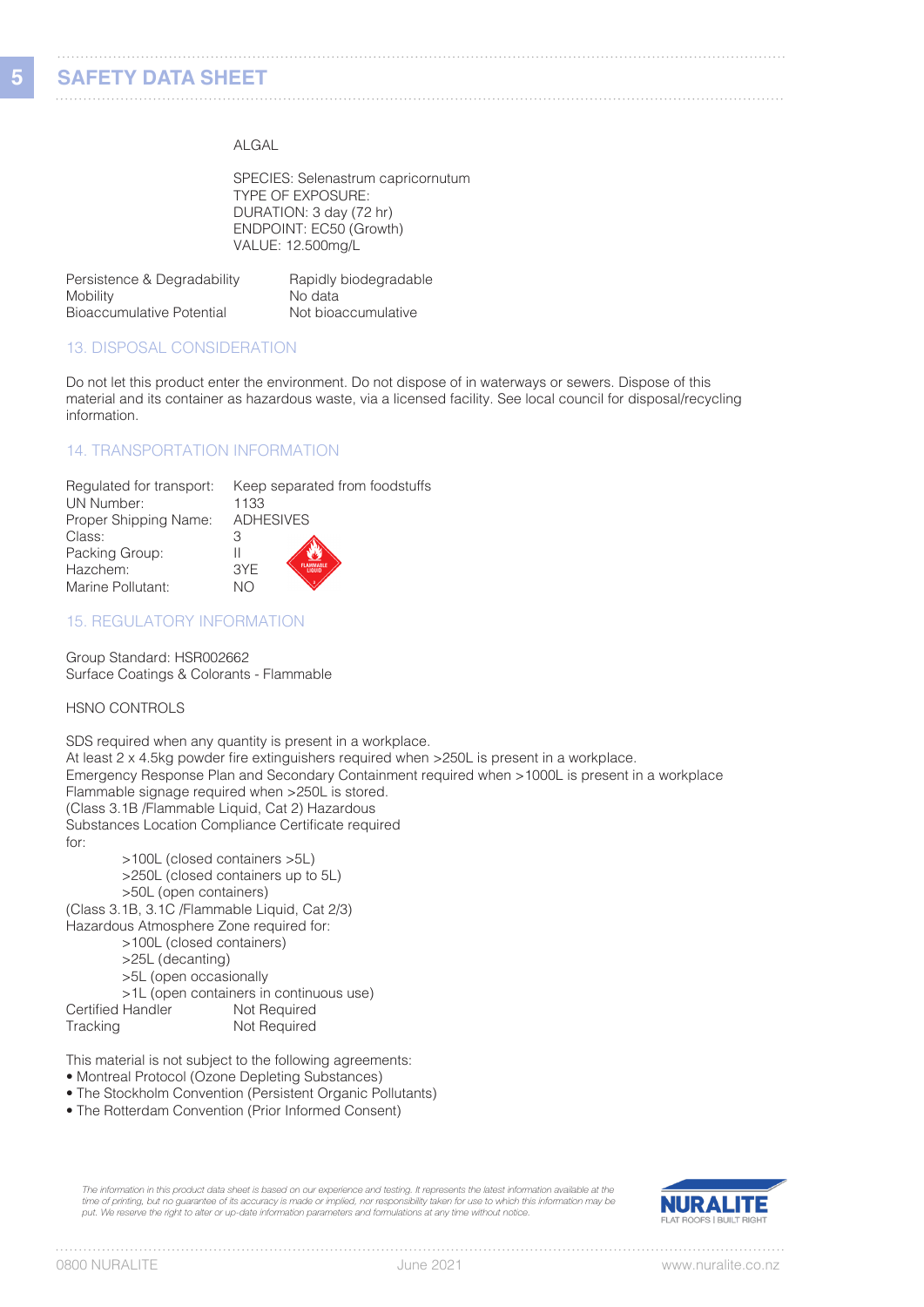ALGAL

SPECIES: Selenastrum capricornutum
TYPE OF EXPOSURE:
DURATION: 3 day (72 hr)
ENDPOINT: EC50 (Growth)
VALUE: 12.500mg/L

| | |
|---|---|
| Persistence & Degradability | Rapidly biodegradable |
| Mobility | No data |
| Bioaccumulative Potential | Not bioaccumulative |

## 13. DISPOSAL CONSIDERATION

Do not let this product enter the environment. Do not dispose of in waterways or sewers. Dispose of this material and its container as hazardous waste, via a licensed facility. See local council for disposal/recycling information.

## 14. TRANSPORTATION INFORMATION

| | |
|---|---|
| Regulated for transport: | Keep separated from foodstuffs |
| UN Number: | 1133 |
| Proper Shipping Name: | ADHESIVES |
| Class: | 3 |
| Packing Group: | II |
| Hazchem: | 3YE |
| Marine Pollutant: | NO |

## 15. REGULATORY INFORMATION

Group Standard: HSR002662
Surface Coatings & Colorants - Flammable

HSNO CONTROLS

SDS required when any quantity is present in a workplace.
At least 2 x 4.5kg powder fire extinguishers required when >250L is present in a workplace.
Emergency Response Plan and Secondary Containment required when >1000L is present in a workplace
Flammable signage required when >250L is stored.
(Class 3.1B /Flammable Liquid, Cat 2) Hazardous Substances Location Compliance Certificate required for:

- >100L (closed containers >5L)
- >250L (closed containers up to 5L)
- >50L (open containers)

(Class 3.1B, 3.1C /Flammable Liquid, Cat 2/3)
Hazardous Atmosphere Zone required for:

- >100L (closed containers)
- >25L (decanting)
- >5L (open occasionally
- >1L (open containers in continuous use)

| | |
|---|---|
| Certified Handler | Not Required |
| Tracking | Not Required |

This material is not subject to the following agreements:

- Montreal Protocol (Ozone Depleting Substances)
- The Stockholm Convention (Persistent Organic Pollutants)
- The Rotterdam Convention (Prior Informed Consent)

*The information in this product data sheet is based on our experience and testing. It represents the latest information available at the time of printing, but no guarantee of its accuracy is made or implied, nor responsibility taken for use to which this information may be put. We reserve the right to alter or up-date information parameters and formulations at any time without notice.*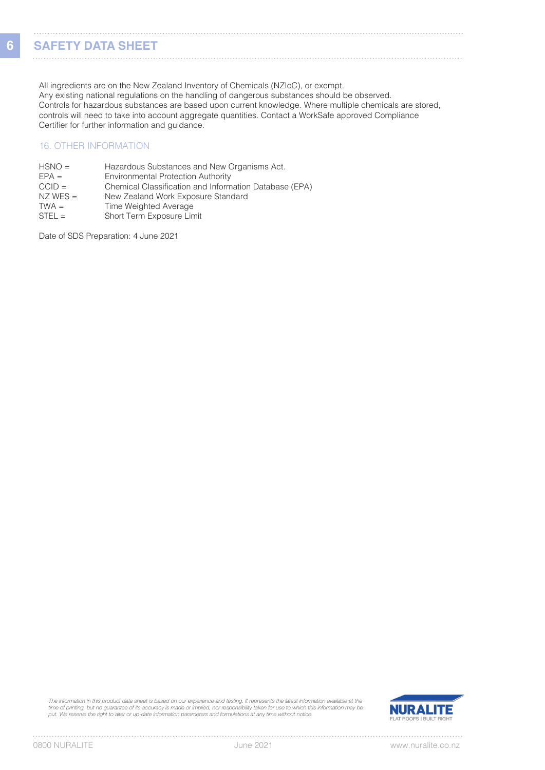All ingredients are on the New Zealand Inventory of Chemicals (NZIoC), or exempt.
Any existing national regulations on the handling of dangerous substances should be observed.
Controls for hazardous substances are based upon current knowledge. Where multiple chemicals are stored, controls will need to take into account aggregate quantities. Contact a WorkSafe approved Compliance Certifier for further information and guidance.

## 16. OTHER INFORMATION

| | |
|---|---|
| HSNO = | Hazardous Substances and New Organisms Act. |
| EPA = | Environmental Protection Authority |
| CCID = | Chemical Classification and Information Database (EPA) |
| NZ WES = | New Zealand Work Exposure Standard |
| TWA = | Time Weighted Average |
| STEL = | Short Term Exposure Limit |

Date of SDS Preparation: 4 June 2021

*The information in this product data sheet is based on our experience and testing. It represents the latest information available at the time of printing, but no guarantee of its accuracy is made or implied, nor responsibility taken for use to which this information may be put. We reserve the right to alter or up-date information parameters and formulations at any time without notice.*

NURALITE
FLAT ROOFS | BUILT RIGHT